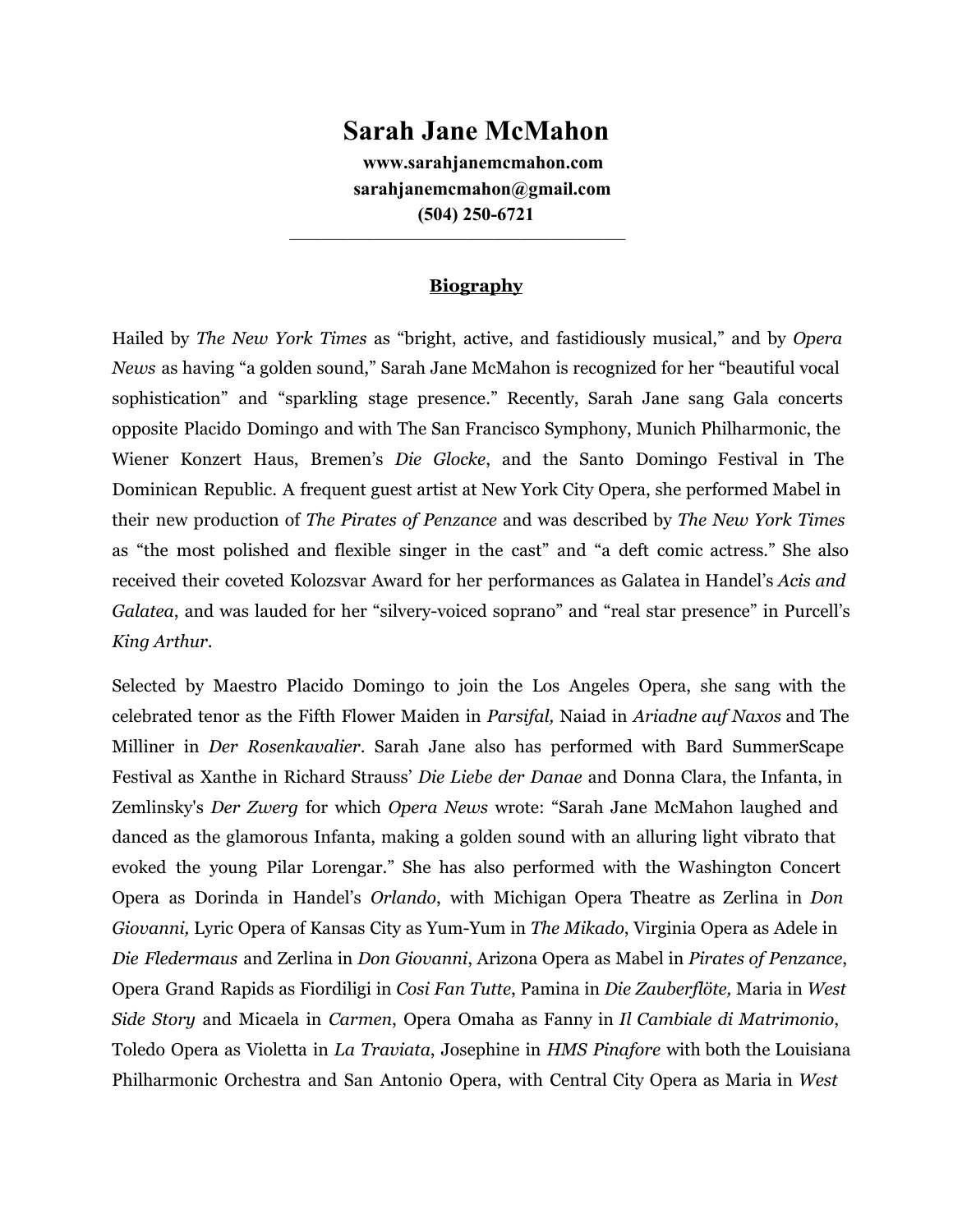# Sarah Jane McMahon

**www.sarahjanemcmahon.com**
**sarahjanemcmahon@gmail.com**
**(504) 250-6721**

---

## Biography

Hailed by *The New York Times* as "bright, active, and fastidiously musical," and by *Opera News* as having "a golden sound," Sarah Jane McMahon is recognized for her "beautiful vocal sophistication" and "sparkling stage presence." Recently, Sarah Jane sang Gala concerts opposite Placido Domingo and with The San Francisco Symphony, Munich Philharmonic, the Wiener Konzert Haus, Bremen's *Die Glocke*, and the Santo Domingo Festival in The Dominican Republic. A frequent guest artist at New York City Opera, she performed Mabel in their new production of *The Pirates of Penzance* and was described by *The New York Times* as "the most polished and flexible singer in the cast" and "a deft comic actress." She also received their coveted Kolozsvar Award for her performances as Galatea in Handel's *Acis and Galatea*, and was lauded for her "silvery-voiced soprano" and "real star presence" in Purcell's *King Arthur*.

Selected by Maestro Placido Domingo to join the Los Angeles Opera, she sang with the celebrated tenor as the Fifth Flower Maiden in *Parsifal,* Naiad in *Ariadne auf Naxos* and The Milliner in *Der Rosenkavalier*. Sarah Jane also has performed with Bard SummerScape Festival as Xanthe in Richard Strauss' *Die Liebe der Danae* and Donna Clara, the Infanta, in Zemlinsky's *Der Zwerg* for which *Opera News* wrote: "Sarah Jane McMahon laughed and danced as the glamorous Infanta, making a golden sound with an alluring light vibrato that evoked the young Pilar Lorengar." She has also performed with the Washington Concert Opera as Dorinda in Handel's *Orlando*, with Michigan Opera Theatre as Zerlina in *Don Giovanni,* Lyric Opera of Kansas City as Yum-Yum in *The Mikado*, Virginia Opera as Adele in *Die Fledermaus* and Zerlina in *Don Giovanni*, Arizona Opera as Mabel in *Pirates of Penzance*, Opera Grand Rapids as Fiordiligi in *Cosi Fan Tutte*, Pamina in *Die Zauberflöte,* Maria in *West Side Story* and Micaela in *Carmen*, Opera Omaha as Fanny in *Il Cambiale di Matrimonio*, Toledo Opera as Violetta in *La Traviata*, Josephine in *HMS Pinafore* with both the Louisiana Philharmonic Orchestra and San Antonio Opera, with Central City Opera as Maria in *West*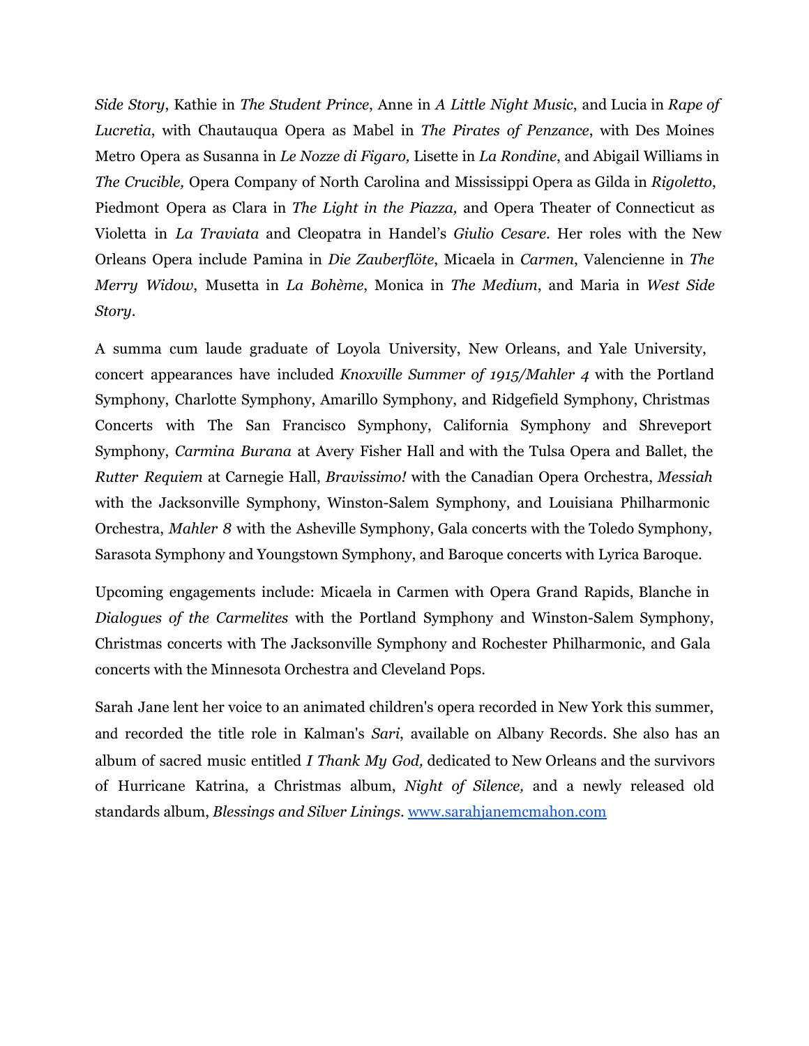*Side Story*, Kathie in *The Student Prince*, Anne in *A Little Night Music*, and Lucia in *Rape of Lucretia*, with Chautauqua Opera as Mabel in *The Pirates of Penzance*, with Des Moines Metro Opera as Susanna in *Le Nozze di Figaro,* Lisette in *La Rondine*, and Abigail Williams in *The Crucible,* Opera Company of North Carolina and Mississippi Opera as Gilda in *Rigoletto*, Piedmont Opera as Clara in *The Light in the Piazza,* and Opera Theater of Connecticut as Violetta in *La Traviata* and Cleopatra in Handel's *Giulio Cesare*. Her roles with the New Orleans Opera include Pamina in *Die Zauberflöte*, Micaela in *Carmen*, Valencienne in *The Merry Widow*, Musetta in *La Bohème*, Monica in *The Medium*, and Maria in *West Side Story*.

A summa cum laude graduate of Loyola University, New Orleans, and Yale University, concert appearances have included *Knoxville Summer of 1915/Mahler 4* with the Portland Symphony, Charlotte Symphony, Amarillo Symphony, and Ridgefield Symphony, Christmas Concerts with The San Francisco Symphony, California Symphony and Shreveport Symphony, *Carmina Burana* at Avery Fisher Hall and with the Tulsa Opera and Ballet, the *Rutter Requiem* at Carnegie Hall, *Bravissimo!* with the Canadian Opera Orchestra, *Messiah* with the Jacksonville Symphony, Winston-Salem Symphony, and Louisiana Philharmonic Orchestra, *Mahler 8* with the Asheville Symphony, Gala concerts with the Toledo Symphony, Sarasota Symphony and Youngstown Symphony, and Baroque concerts with Lyrica Baroque.

Upcoming engagements include: Micaela in Carmen with Opera Grand Rapids, Blanche in *Dialogues of the Carmelites* with the Portland Symphony and Winston-Salem Symphony, Christmas concerts with The Jacksonville Symphony and Rochester Philharmonic, and Gala concerts with the Minnesota Orchestra and Cleveland Pops.

Sarah Jane lent her voice to an animated children's opera recorded in New York this summer, and recorded the title role in Kalman's *Sari*, available on Albany Records. She also has an album of sacred music entitled *I Thank My God,* dedicated to New Orleans and the survivors of Hurricane Katrina, a Christmas album, *Night of Silence,* and a newly released old standards album, *Blessings and Silver Linings*. [www.sarahjanemcmahon.com](http://www.sarahjanemcmahon.com)